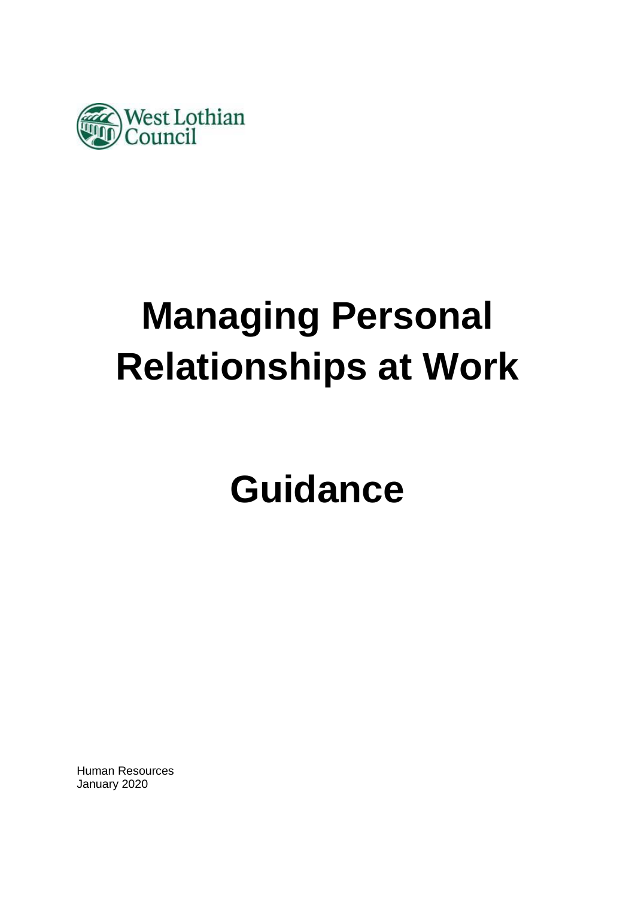West Lothian Council

# Managing Personal Relationships at Work

# Guidance

Human Resources
January 2020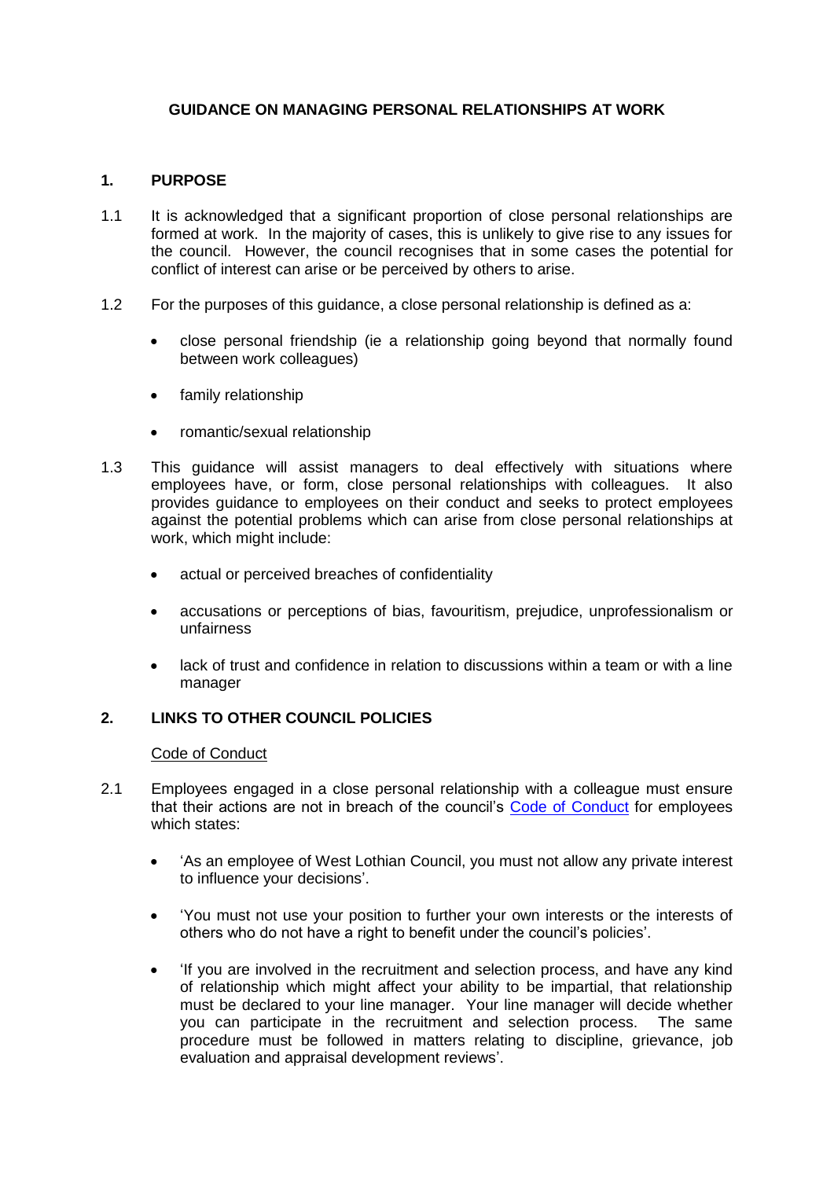**GUIDANCE ON MANAGING PERSONAL RELATIONSHIPS AT WORK**

## 1. PURPOSE

1.1 It is acknowledged that a significant proportion of close personal relationships are formed at work. In the majority of cases, this is unlikely to give rise to any issues for the council. However, the council recognises that in some cases the potential for conflict of interest can arise or be perceived by others to arise.

1.2 For the purposes of this guidance, a close personal relationship is defined as a:

- close personal friendship (ie a relationship going beyond that normally found between work colleagues)
- family relationship
- romantic/sexual relationship

1.3 This guidance will assist managers to deal effectively with situations where employees have, or form, close personal relationships with colleagues. It also provides guidance to employees on their conduct and seeks to protect employees against the potential problems which can arise from close personal relationships at work, which might include:

- actual or perceived breaches of confidentiality
- accusations or perceptions of bias, favouritism, prejudice, unprofessionalism or unfairness
- lack of trust and confidence in relation to discussions within a team or with a line manager

## 2. LINKS TO OTHER COUNCIL POLICIES

Code of Conduct

2.1 Employees engaged in a close personal relationship with a colleague must ensure that their actions are not in breach of the council's Code of Conduct for employees which states:

- 'As an employee of West Lothian Council, you must not allow any private interest to influence your decisions'.
- 'You must not use your position to further your own interests or the interests of others who do not have a right to benefit under the council's policies'.
- 'If you are involved in the recruitment and selection process, and have any kind of relationship which might affect your ability to be impartial, that relationship must be declared to your line manager. Your line manager will decide whether you can participate in the recruitment and selection process. The same procedure must be followed in matters relating to discipline, grievance, job evaluation and appraisal development reviews'.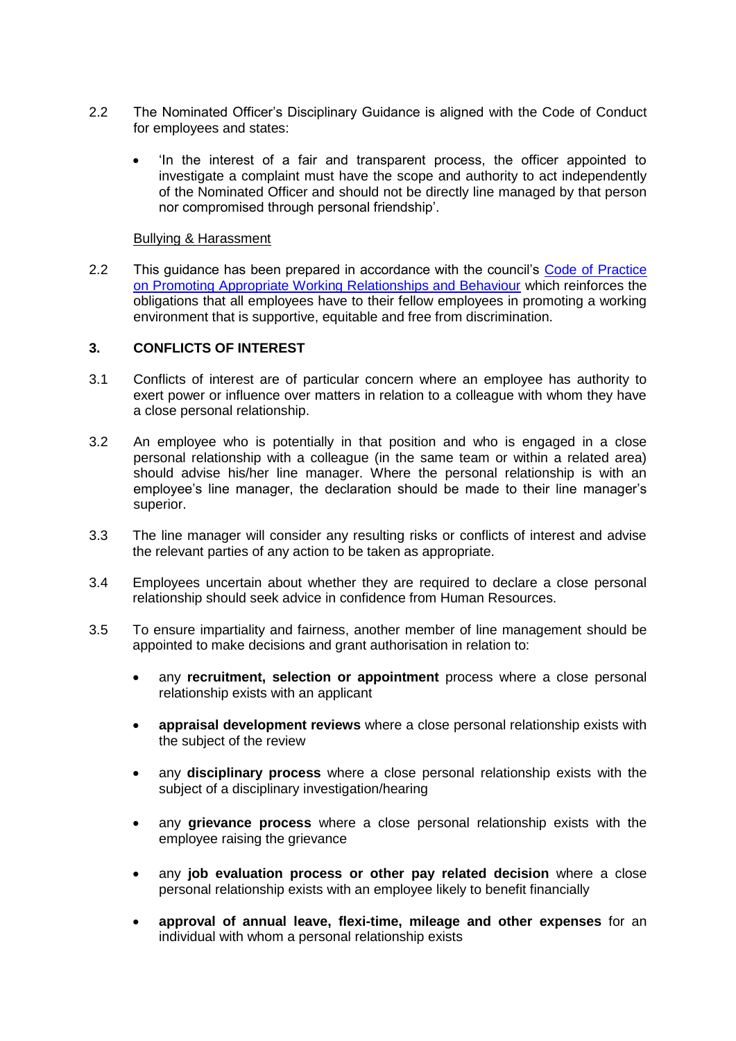2.2 The Nominated Officer's Disciplinary Guidance is aligned with the Code of Conduct for employees and states:

- 'In the interest of a fair and transparent process, the officer appointed to investigate a complaint must have the scope and authority to act independently of the Nominated Officer and should not be directly line managed by that person nor compromised through personal friendship'.

Bullying & Harassment

2.2 This guidance has been prepared in accordance with the council's Code of Practice on Promoting Appropriate Working Relationships and Behaviour which reinforces the obligations that all employees have to their fellow employees in promoting a working environment that is supportive, equitable and free from discrimination.

## 3. CONFLICTS OF INTEREST

3.1 Conflicts of interest are of particular concern where an employee has authority to exert power or influence over matters in relation to a colleague with whom they have a close personal relationship.

3.2 An employee who is potentially in that position and who is engaged in a close personal relationship with a colleague (in the same team or within a related area) should advise his/her line manager. Where the personal relationship is with an employee's line manager, the declaration should be made to their line manager's superior.

3.3 The line manager will consider any resulting risks or conflicts of interest and advise the relevant parties of any action to be taken as appropriate.

3.4 Employees uncertain about whether they are required to declare a close personal relationship should seek advice in confidence from Human Resources.

3.5 To ensure impartiality and fairness, another member of line management should be appointed to make decisions and grant authorisation in relation to:

- any **recruitment, selection or appointment** process where a close personal relationship exists with an applicant
- **appraisal development reviews** where a close personal relationship exists with the subject of the review
- any **disciplinary process** where a close personal relationship exists with the subject of a disciplinary investigation/hearing
- any **grievance process** where a close personal relationship exists with the employee raising the grievance
- any **job evaluation process or other pay related decision** where a close personal relationship exists with an employee likely to benefit financially
- **approval of annual leave, flexi-time, mileage and other expenses** for an individual with whom a personal relationship exists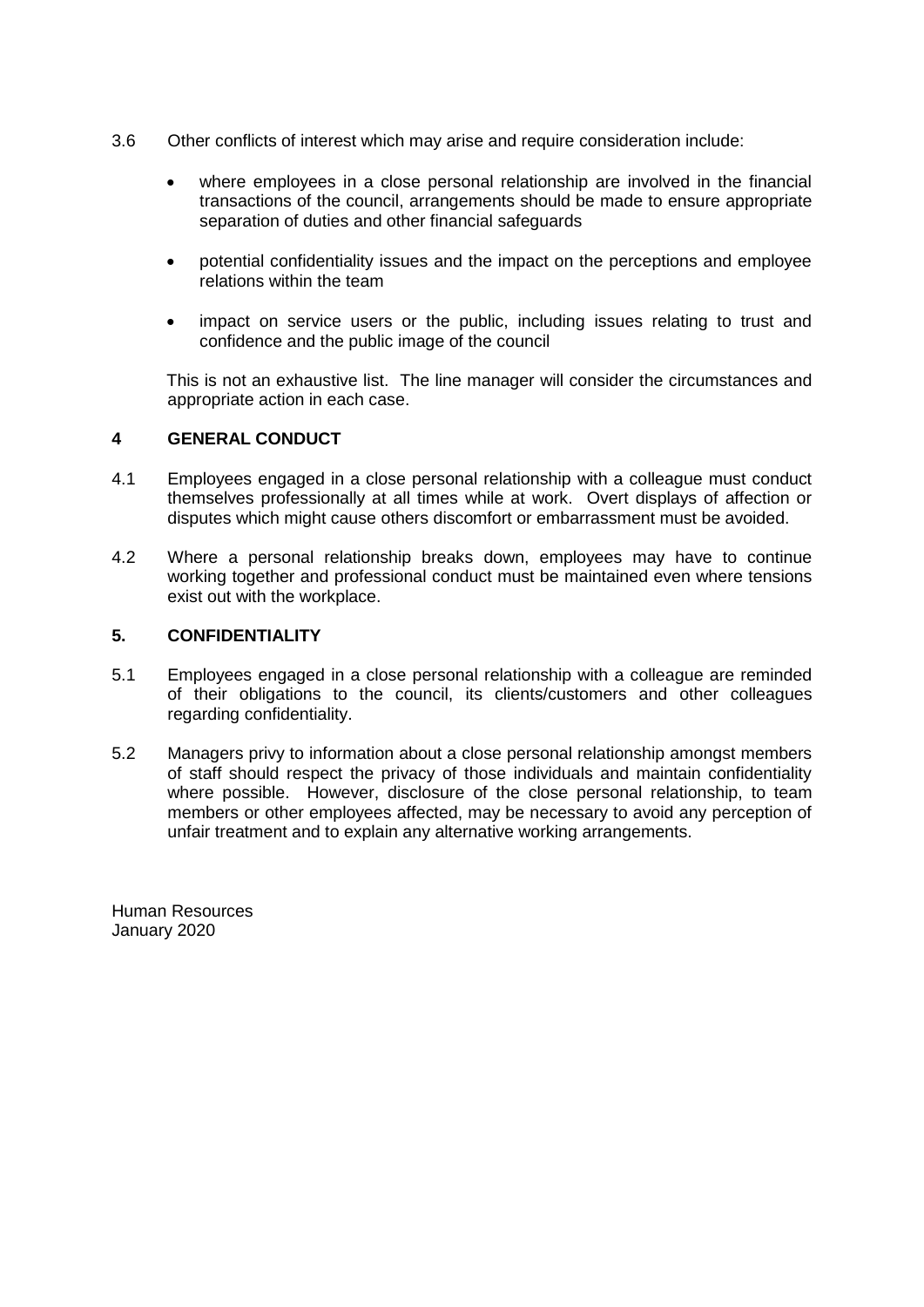3.6 Other conflicts of interest which may arise and require consideration include:

- where employees in a close personal relationship are involved in the financial transactions of the council, arrangements should be made to ensure appropriate separation of duties and other financial safeguards
- potential confidentiality issues and the impact on the perceptions and employee relations within the team
- impact on service users or the public, including issues relating to trust and confidence and the public image of the council

This is not an exhaustive list. The line manager will consider the circumstances and appropriate action in each case.

## 4 GENERAL CONDUCT

4.1 Employees engaged in a close personal relationship with a colleague must conduct themselves professionally at all times while at work. Overt displays of affection or disputes which might cause others discomfort or embarrassment must be avoided.

4.2 Where a personal relationship breaks down, employees may have to continue working together and professional conduct must be maintained even where tensions exist out with the workplace.

## 5. CONFIDENTIALITY

5.1 Employees engaged in a close personal relationship with a colleague are reminded of their obligations to the council, its clients/customers and other colleagues regarding confidentiality.

5.2 Managers privy to information about a close personal relationship amongst members of staff should respect the privacy of those individuals and maintain confidentiality where possible. However, disclosure of the close personal relationship, to team members or other employees affected, may be necessary to avoid any perception of unfair treatment and to explain any alternative working arrangements.

Human Resources
January 2020